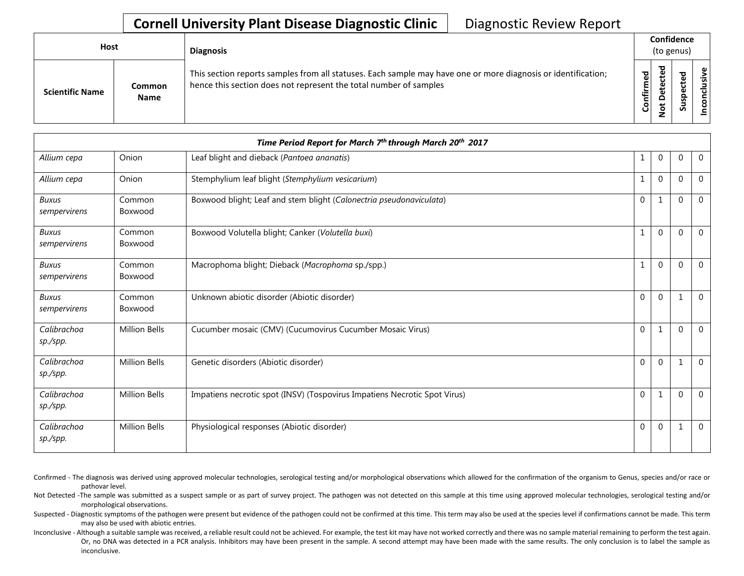# Cornell University Plant Disease Diagnostic Clinic

Diagnostic Review Report

| Host | | Diagnosis | Confidence (to genus) | | | |
|---|---|---|---|---|---|---|
| Scientific Name | Common Name | This section reports samples from all statuses. Each sample may have one or more diagnosis or identification; hence this section does not represent the total number of samples | Confirmed | Not Detected | Suspected | Inconclusive |
| ***Time Period Report for March 7th through March 20th 2017*** | | | | | | |
| *Allium cepa* | Onion | Leaf blight and dieback (*Pantoea ananatis*) | 1 | 0 | 0 | 0 |
| *Allium cepa* | Onion | Stemphylium leaf blight (*Stemphylium vesicarium*) | 1 | 0 | 0 | 0 |
| *Buxus sempervirens* | Common Boxwood | Boxwood blight; Leaf and stem blight (*Calonectria pseudonaviculata*) | 0 | 1 | 0 | 0 |
| *Buxus sempervirens* | Common Boxwood | Boxwood Volutella blight; Canker (*Volutella buxi*) | 1 | 0 | 0 | 0 |
| *Buxus sempervirens* | Common Boxwood | Macrophoma blight; Dieback (*Macrophoma* sp./spp.) | 1 | 0 | 0 | 0 |
| *Buxus sempervirens* | Common Boxwood | Unknown abiotic disorder (Abiotic disorder) | 0 | 0 | 1 | 0 |
| *Calibrachoa sp./spp.* | Million Bells | Cucumber mosaic (CMV) (Cucumovirus Cucumber Mosaic Virus) | 0 | 1 | 0 | 0 |
| *Calibrachoa sp./spp.* | Million Bells | Genetic disorders (Abiotic disorder) | 0 | 0 | 1 | 0 |
| *Calibrachoa sp./spp.* | Million Bells | Impatiens necrotic spot (INSV) (Tospovirus Impatiens Necrotic Spot Virus) | 0 | 1 | 0 | 0 |
| *Calibrachoa sp./spp.* | Million Bells | Physiological responses (Abiotic disorder) | 0 | 0 | 1 | 0 |

Confirmed - The diagnosis was derived using approved molecular technologies, serological testing and/or morphological observations which allowed for the confirmation of the organism to Genus, species and/or race or pathovar level.

Not Detected -The sample was submitted as a suspect sample or as part of survey project. The pathogen was not detected on this sample at this time using approved molecular technologies, serological testing and/or morphological observations.

Suspected - Diagnostic symptoms of the pathogen were present but evidence of the pathogen could not be confirmed at this time. This term may also be used at the species level if confirmations cannot be made. This term may also be used with abiotic entries.

Inconclusive - Although a suitable sample was received, a reliable result could not be achieved. For example, the test kit may have not worked correctly and there was no sample material remaining to perform the test again. Or, no DNA was detected in a PCR analysis. Inhibitors may have been present in the sample. A second attempt may have been made with the same results. The only conclusion is to label the sample as inconclusive.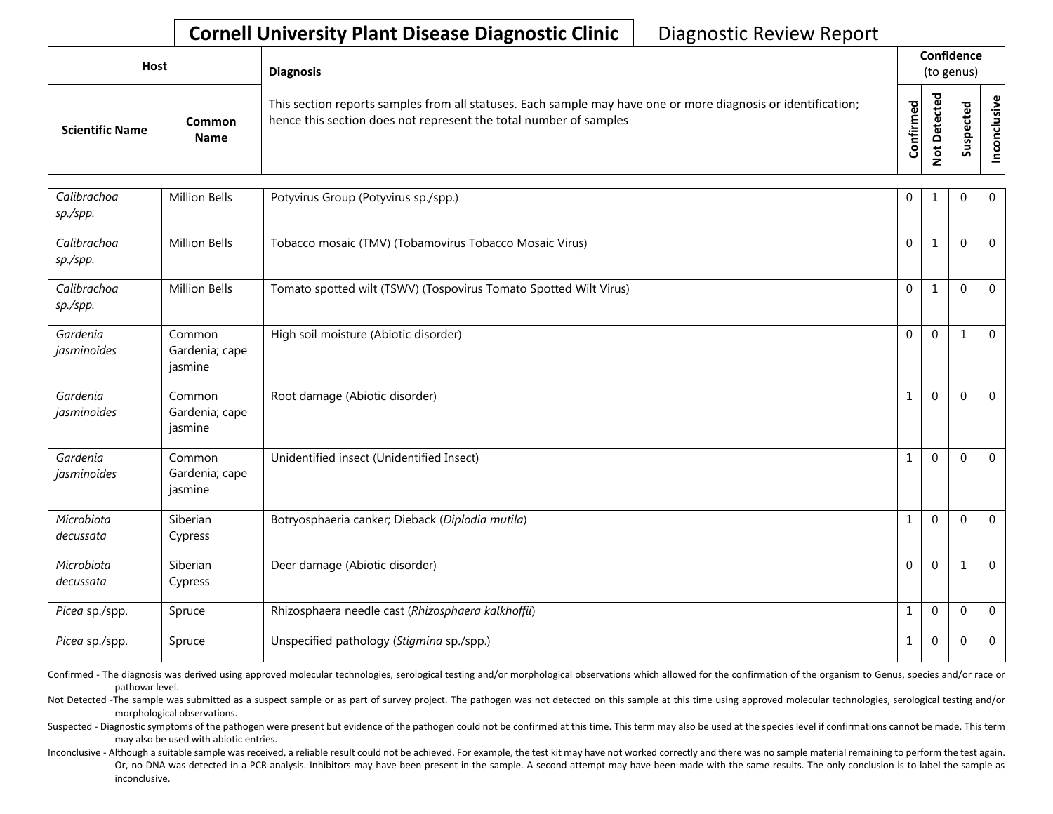**Cornell University Plant Disease Diagnostic Clinic** Diagnostic Review Report

| Host | | Diagnosis | Confidence (to genus) | | | |
|---|---|---|---|---|---|---|
| **Scientific Name** | **Common Name** | This section reports samples from all statuses. Each sample may have one or more diagnosis or identification; hence this section does not represent the total number of samples | **Confirmed** | **Not Detected** | **Suspected** | **Inconclusive** |
| *Calibrachoa sp./spp.* | Million Bells | Potyvirus Group (Potyvirus sp./spp.) | 0 | 1 | 0 | 0 |
| *Calibrachoa sp./spp.* | Million Bells | Tobacco mosaic (TMV) (Tobamovirus Tobacco Mosaic Virus) | 0 | 1 | 0 | 0 |
| *Calibrachoa sp./spp.* | Million Bells | Tomato spotted wilt (TSWV) (Tospovirus Tomato Spotted Wilt Virus) | 0 | 1 | 0 | 0 |
| *Gardenia jasminoides* | Common Gardenia; cape jasmine | High soil moisture (Abiotic disorder) | 0 | 0 | 1 | 0 |
| *Gardenia jasminoides* | Common Gardenia; cape jasmine | Root damage (Abiotic disorder) | 1 | 0 | 0 | 0 |
| *Gardenia jasminoides* | Common Gardenia; cape jasmine | Unidentified insect (Unidentified Insect) | 1 | 0 | 0 | 0 |
| *Microbiota decussata* | Siberian Cypress | Botryosphaeria canker; Dieback (*Diplodia mutila*) | 1 | 0 | 0 | 0 |
| *Microbiota decussata* | Siberian Cypress | Deer damage (Abiotic disorder) | 0 | 0 | 1 | 0 |
| *Picea* sp./spp. | Spruce | Rhizosphaera needle cast (*Rhizosphaera kalkhoffii*) | 1 | 0 | 0 | 0 |
| *Picea* sp./spp. | Spruce | Unspecified pathology (*Stigmina* sp./spp.) | 1 | 0 | 0 | 0 |

Confirmed - The diagnosis was derived using approved molecular technologies, serological testing and/or morphological observations which allowed for the confirmation of the organism to Genus, species and/or race or pathovar level.

Not Detected -The sample was submitted as a suspect sample or as part of survey project. The pathogen was not detected on this sample at this time using approved molecular technologies, serological testing and/or morphological observations.

Suspected - Diagnostic symptoms of the pathogen were present but evidence of the pathogen could not be confirmed at this time. This term may also be used at the species level if confirmations cannot be made. This term may also be used with abiotic entries.

Inconclusive - Although a suitable sample was received, a reliable result could not be achieved. For example, the test kit may have not worked correctly and there was no sample material remaining to perform the test again. Or, no DNA was detected in a PCR analysis. Inhibitors may have been present in the sample. A second attempt may have been made with the same results. The only conclusion is to label the sample as inconclusive.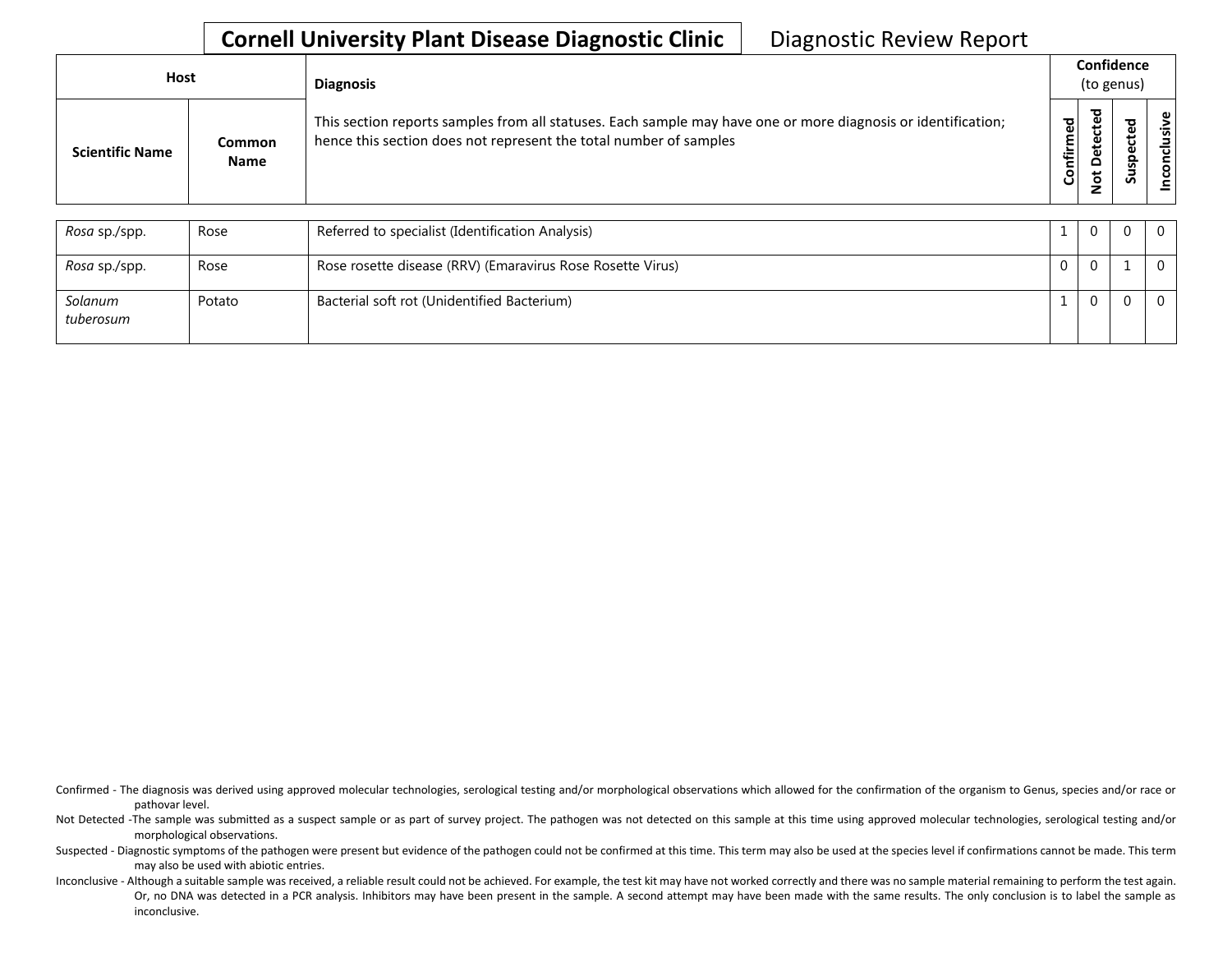**Cornell University Plant Disease Diagnostic Clinic** Diagnostic Review Report

| Host | | Diagnosis | Confidence (to genus) | | | |
|---|---|---|---|---|---|---|
| Scientific Name | Common Name | This section reports samples from all statuses. Each sample may have one or more diagnosis or identification; hence this section does not represent the total number of samples | Confirmed | Not Detected | Suspected | Inconclusive |
| *Rosa* sp./spp. | Rose | Referred to specialist (Identification Analysis) | 1 | 0 | 0 | 0 |
| *Rosa* sp./spp. | Rose | Rose rosette disease (RRV) (Emaravirus Rose Rosette Virus) | 0 | 0 | 1 | 0 |
| *Solanum tuberosum* | Potato | Bacterial soft rot (Unidentified Bacterium) | 1 | 0 | 0 | 0 |

Confirmed - The diagnosis was derived using approved molecular technologies, serological testing and/or morphological observations which allowed for the confirmation of the organism to Genus, species and/or race or pathovar level.

Not Detected -The sample was submitted as a suspect sample or as part of survey project. The pathogen was not detected on this sample at this time using approved molecular technologies, serological testing and/or morphological observations.

Suspected - Diagnostic symptoms of the pathogen were present but evidence of the pathogen could not be confirmed at this time. This term may also be used at the species level if confirmations cannot be made. This term may also be used with abiotic entries.

Inconclusive - Although a suitable sample was received, a reliable result could not be achieved. For example, the test kit may have not worked correctly and there was no sample material remaining to perform the test again. Or, no DNA was detected in a PCR analysis. Inhibitors may have been present in the sample. A second attempt may have been made with the same results. The only conclusion is to label the sample as inconclusive.